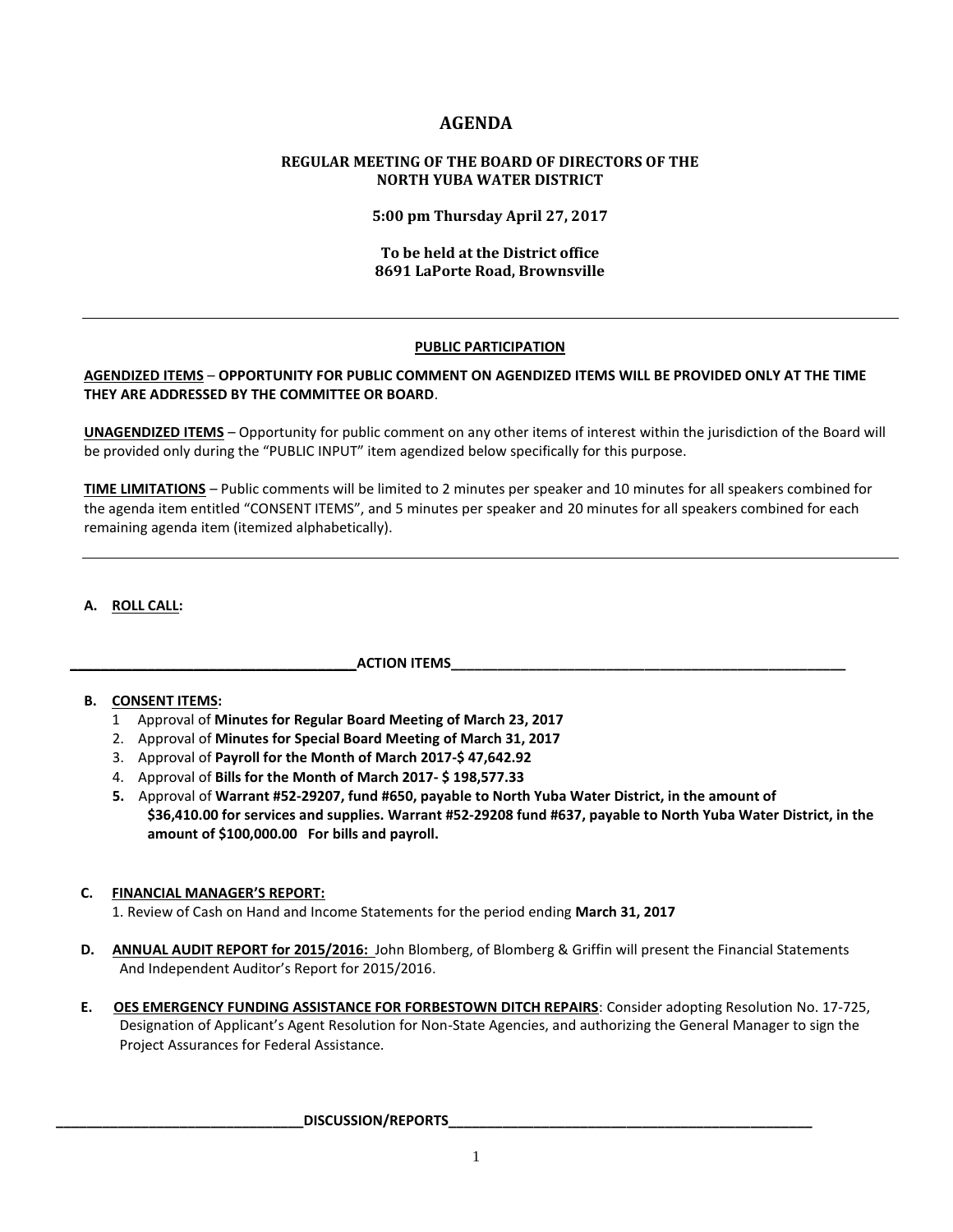# AGENDA

**REGULAR MEETING OF THE BOARD OF DIRECTORS OF THE NORTH YUBA WATER DISTRICT**

**5:00 pm Thursday April 27, 2017**

**To be held at the District office**
**8691 LaPorte Road, Brownsville**

---

**PUBLIC PARTICIPATION**

**AGENDIZED ITEMS** – **OPPORTUNITY FOR PUBLIC COMMENT ON AGENDIZED ITEMS WILL BE PROVIDED ONLY AT THE TIME THEY ARE ADDRESSED BY THE COMMITTEE OR BOARD**.

**UNAGENDIZED ITEMS** – Opportunity for public comment on any other items of interest within the jurisdiction of the Board will be provided only during the "PUBLIC INPUT" item agendized below specifically for this purpose.

**TIME LIMITATIONS** – Public comments will be limited to 2 minutes per speaker and 10 minutes for all speakers combined for the agenda item entitled "CONSENT ITEMS", and 5 minutes per speaker and 20 minutes for all speakers combined for each remaining agenda item (itemized alphabetically).

---

**A. ROLL CALL:**

**ACTION ITEMS**

**B. CONSENT ITEMS:**

1. Approval of **Minutes for Regular Board Meeting of March 23, 2017**
2. Approval of **Minutes for Special Board Meeting of March 31, 2017**
3. Approval of **Payroll for the Month of March 2017-$ 47,642.92**
4. Approval of **Bills for the Month of March 2017- $ 198,577.33**
5. Approval of **Warrant #52-29207, fund #650, payable to North Yuba Water District, in the amount of $36,410.00 for services and supplies. Warrant #52-29208 fund #637, payable to North Yuba Water District, in the amount of $100,000.00 For bills and payroll.**

**C. FINANCIAL MANAGER'S REPORT:**

1. Review of Cash on Hand and Income Statements for the period ending **March 31, 2017**

**D. ANNUAL AUDIT REPORT for 2015/2016:** John Blomberg, of Blomberg & Griffin will present the Financial Statements And Independent Auditor's Report for 2015/2016.

**E. OES EMERGENCY FUNDING ASSISTANCE FOR FORBESTOWN DITCH REPAIRS**: Consider adopting Resolution No. 17-725, Designation of Applicant's Agent Resolution for Non-State Agencies, and authorizing the General Manager to sign the Project Assurances for Federal Assistance.

**DISCUSSION/REPORTS**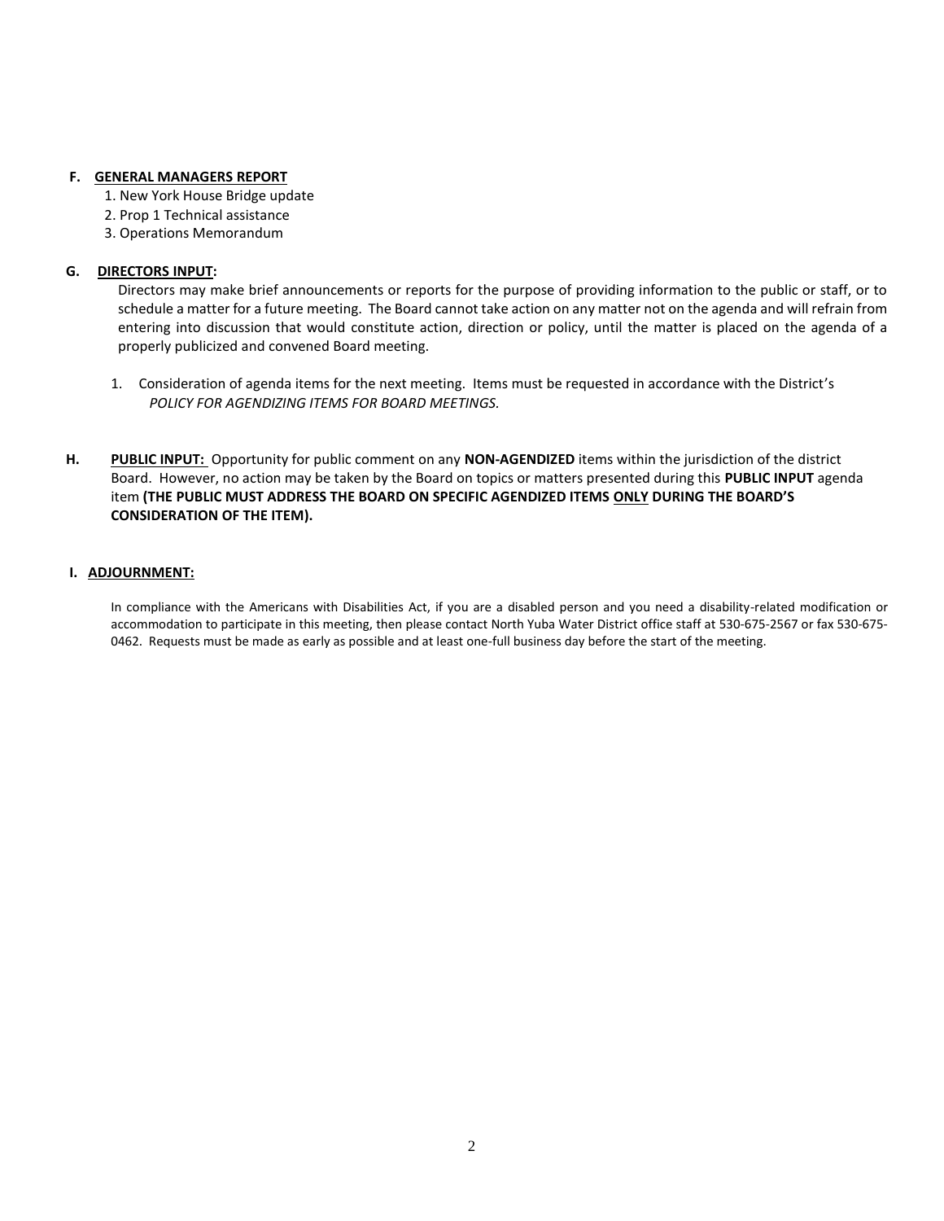**F. GENERAL MANAGERS REPORT**

1. New York House Bridge update
2. Prop 1 Technical assistance
3. Operations Memorandum

**G. DIRECTORS INPUT:**

Directors may make brief announcements or reports for the purpose of providing information to the public or staff, or to schedule a matter for a future meeting. The Board cannot take action on any matter not on the agenda and will refrain from entering into discussion that would constitute action, direction or policy, until the matter is placed on the agenda of a properly publicized and convened Board meeting.

1. Consideration of agenda items for the next meeting. Items must be requested in accordance with the District's *POLICY FOR AGENDIZING ITEMS FOR BOARD MEETINGS.*

**H. PUBLIC INPUT:** Opportunity for public comment on any **NON-AGENDIZED** items within the jurisdiction of the district Board. However, no action may be taken by the Board on topics or matters presented during this **PUBLIC INPUT** agenda item **(THE PUBLIC MUST ADDRESS THE BOARD ON SPECIFIC AGENDIZED ITEMS ONLY DURING THE BOARD'S CONSIDERATION OF THE ITEM).**

**I. ADJOURNMENT:**

In compliance with the Americans with Disabilities Act, if you are a disabled person and you need a disability-related modification or accommodation to participate in this meeting, then please contact North Yuba Water District office staff at 530-675-2567 or fax 530-675-0462. Requests must be made as early as possible and at least one-full business day before the start of the meeting.